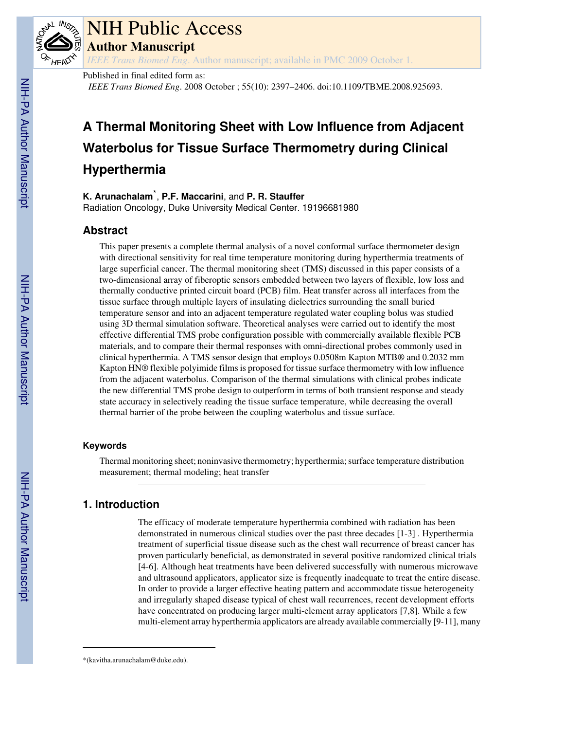# NIH Public Access

## Author Manuscript

*IEEE Trans Biomed Eng*. Author manuscript; available in PMC 2009 October 1.

Published in final edited form as:

*IEEE Trans Biomed Eng*. 2008 October ; 55(10): 2397–2406. doi:10.1109/TBME.2008.925693.

# A Thermal Monitoring Sheet with Low Influence from Adjacent Waterbolus for Tissue Surface Thermometry during Clinical Hyperthermia

**K. Arunachalam***, **P.F. Maccarini**, and **P. R. Stauffer**

Radiation Oncology, Duke University Medical Center. 19196681980

## Abstract

This paper presents a complete thermal analysis of a novel conformal surface thermometer design with directional sensitivity for real time temperature monitoring during hyperthermia treatments of large superficial cancer. The thermal monitoring sheet (TMS) discussed in this paper consists of a two-dimensional array of fiberoptic sensors embedded between two layers of flexible, low loss and thermally conductive printed circuit board (PCB) film. Heat transfer across all interfaces from the tissue surface through multiple layers of insulating dielectrics surrounding the small buried temperature sensor and into an adjacent temperature regulated water coupling bolus was studied using 3D thermal simulation software. Theoretical analyses were carried out to identify the most effective differential TMS probe configuration possible with commercially available flexible PCB materials, and to compare their thermal responses with omni-directional probes commonly used in clinical hyperthermia. A TMS sensor design that employs 0.0508m Kapton MTB® and 0.2032 mm Kapton HN® flexible polyimide films is proposed for tissue surface thermometry with low influence from the adjacent waterbolus. Comparison of the thermal simulations with clinical probes indicate the new differential TMS probe design to outperform in terms of both transient response and steady state accuracy in selectively reading the tissue surface temperature, while decreasing the overall thermal barrier of the probe between the coupling waterbolus and tissue surface.

### Keywords

Thermal monitoring sheet; noninvasive thermometry; hyperthermia; surface temperature distribution measurement; thermal modeling; heat transfer

## 1. Introduction

The efficacy of moderate temperature hyperthermia combined with radiation has been demonstrated in numerous clinical studies over the past three decades [1-3] . Hyperthermia treatment of superficial tissue disease such as the chest wall recurrence of breast cancer has proven particularly beneficial, as demonstrated in several positive randomized clinical trials [4-6]. Although heat treatments have been delivered successfully with numerous microwave and ultrasound applicators, applicator size is frequently inadequate to treat the entire disease. In order to provide a larger effective heating pattern and accommodate tissue heterogeneity and irregularly shaped disease typical of chest wall recurrences, recent development efforts have concentrated on producing larger multi-element array applicators [7,8]. While a few multi-element array hyperthermia applicators are already available commercially [9-11], many

*(kavitha.arunachalam@duke.edu).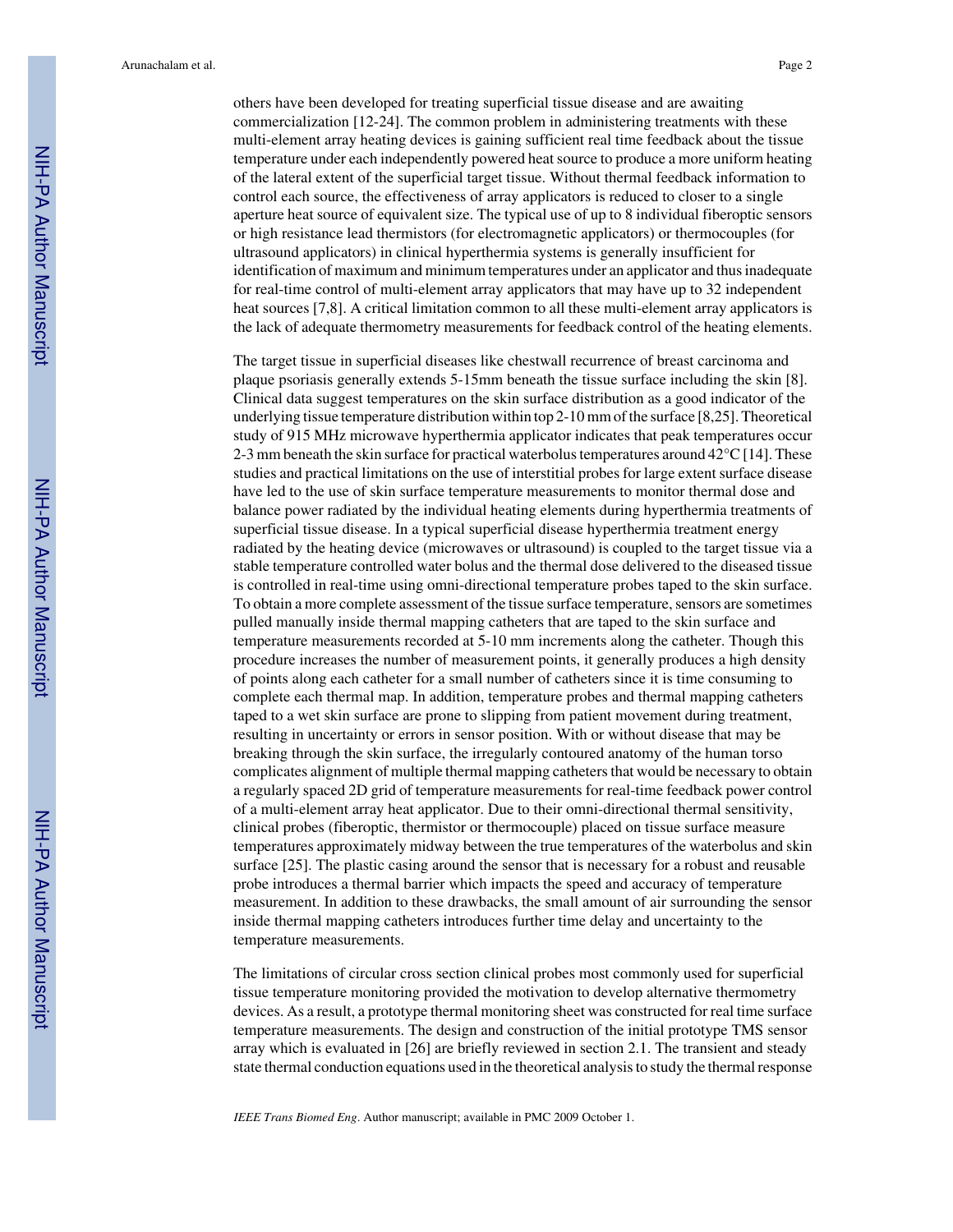others have been developed for treating superficial tissue disease and are awaiting commercialization [12-24]. The common problem in administering treatments with these multi-element array heating devices is gaining sufficient real time feedback about the tissue temperature under each independently powered heat source to produce a more uniform heating of the lateral extent of the superficial target tissue. Without thermal feedback information to control each source, the effectiveness of array applicators is reduced to closer to a single aperture heat source of equivalent size. The typical use of up to 8 individual fiberoptic sensors or high resistance lead thermistors (for electromagnetic applicators) or thermocouples (for ultrasound applicators) in clinical hyperthermia systems is generally insufficient for identification of maximum and minimum temperatures under an applicator and thus inadequate for real-time control of multi-element array applicators that may have up to 32 independent heat sources [7,8]. A critical limitation common to all these multi-element array applicators is the lack of adequate thermometry measurements for feedback control of the heating elements.

The target tissue in superficial diseases like chestwall recurrence of breast carcinoma and plaque psoriasis generally extends 5-15mm beneath the tissue surface including the skin [8]. Clinical data suggest temperatures on the skin surface distribution as a good indicator of the underlying tissue temperature distribution within top 2-10 mm of the surface [8,25]. Theoretical study of 915 MHz microwave hyperthermia applicator indicates that peak temperatures occur 2-3 mm beneath the skin surface for practical waterbolus temperatures around 42°C [14]. These studies and practical limitations on the use of interstitial probes for large extent surface disease have led to the use of skin surface temperature measurements to monitor thermal dose and balance power radiated by the individual heating elements during hyperthermia treatments of superficial tissue disease. In a typical superficial disease hyperthermia treatment energy radiated by the heating device (microwaves or ultrasound) is coupled to the target tissue via a stable temperature controlled water bolus and the thermal dose delivered to the diseased tissue is controlled in real-time using omni-directional temperature probes taped to the skin surface. To obtain a more complete assessment of the tissue surface temperature, sensors are sometimes pulled manually inside thermal mapping catheters that are taped to the skin surface and temperature measurements recorded at 5-10 mm increments along the catheter. Though this procedure increases the number of measurement points, it generally produces a high density of points along each catheter for a small number of catheters since it is time consuming to complete each thermal map. In addition, temperature probes and thermal mapping catheters taped to a wet skin surface are prone to slipping from patient movement during treatment, resulting in uncertainty or errors in sensor position. With or without disease that may be breaking through the skin surface, the irregularly contoured anatomy of the human torso complicates alignment of multiple thermal mapping catheters that would be necessary to obtain a regularly spaced 2D grid of temperature measurements for real-time feedback power control of a multi-element array heat applicator. Due to their omni-directional thermal sensitivity, clinical probes (fiberoptic, thermistor or thermocouple) placed on tissue surface measure temperatures approximately midway between the true temperatures of the waterbolus and skin surface [25]. The plastic casing around the sensor that is necessary for a robust and reusable probe introduces a thermal barrier which impacts the speed and accuracy of temperature measurement. In addition to these drawbacks, the small amount of air surrounding the sensor inside thermal mapping catheters introduces further time delay and uncertainty to the temperature measurements.

The limitations of circular cross section clinical probes most commonly used for superficial tissue temperature monitoring provided the motivation to develop alternative thermometry devices. As a result, a prototype thermal monitoring sheet was constructed for real time surface temperature measurements. The design and construction of the initial prototype TMS sensor array which is evaluated in [26] are briefly reviewed in section 2.1. The transient and steady state thermal conduction equations used in the theoretical analysis to study the thermal response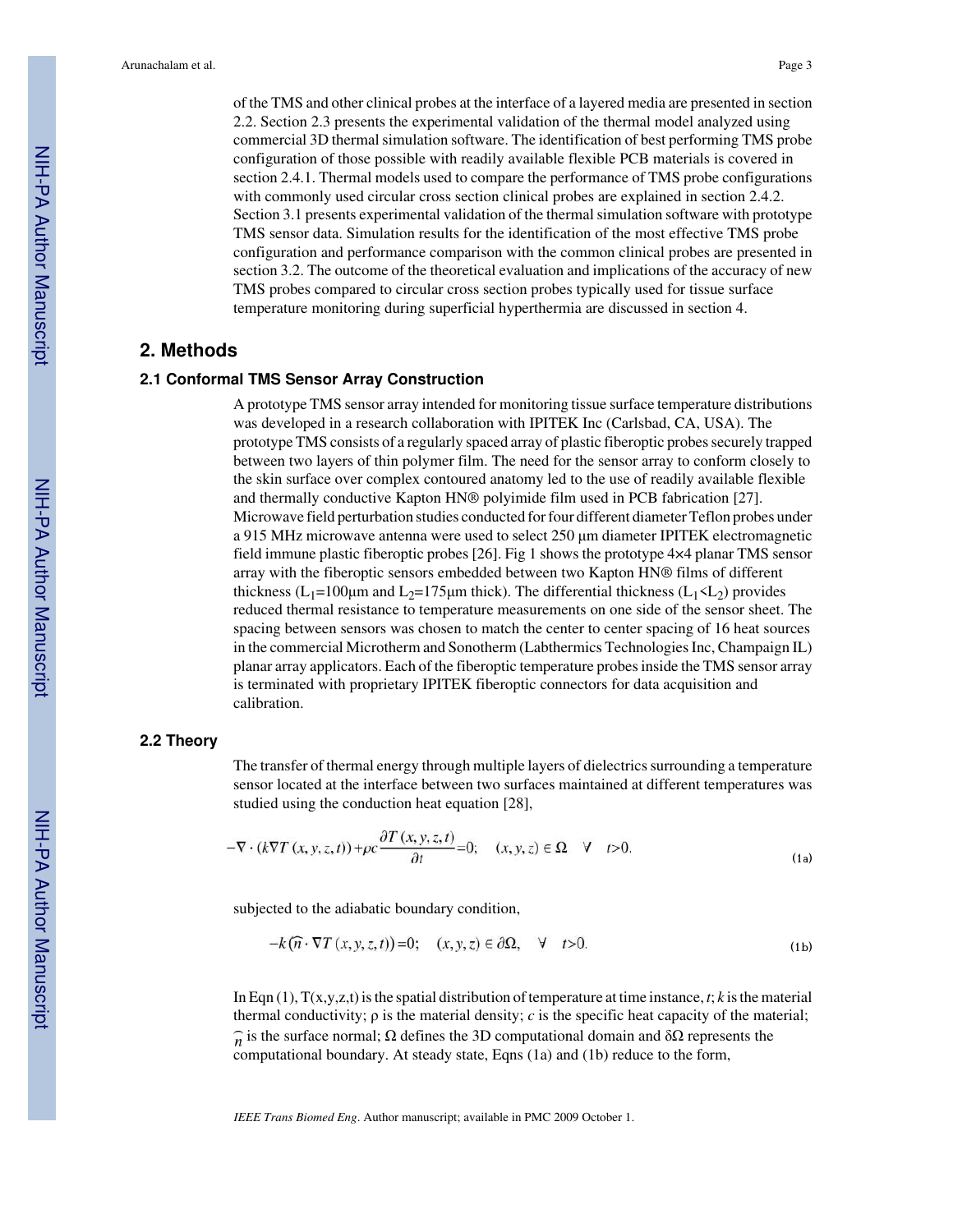of the TMS and other clinical probes at the interface of a layered media are presented in section 2.2. Section 2.3 presents the experimental validation of the thermal model analyzed using commercial 3D thermal simulation software. The identification of best performing TMS probe configuration of those possible with readily available flexible PCB materials is covered in section 2.4.1. Thermal models used to compare the performance of TMS probe configurations with commonly used circular cross section clinical probes are explained in section 2.4.2. Section 3.1 presents experimental validation of the thermal simulation software with prototype TMS sensor data. Simulation results for the identification of the most effective TMS probe configuration and performance comparison with the common clinical probes are presented in section 3.2. The outcome of the theoretical evaluation and implications of the accuracy of new TMS probes compared to circular cross section probes typically used for tissue surface temperature monitoring during superficial hyperthermia are discussed in section 4.

## 2. Methods

### 2.1 Conformal TMS Sensor Array Construction

A prototype TMS sensor array intended for monitoring tissue surface temperature distributions was developed in a research collaboration with IPITEK Inc (Carlsbad, CA, USA). The prototype TMS consists of a regularly spaced array of plastic fiberoptic probes securely trapped between two layers of thin polymer film. The need for the sensor array to conform closely to the skin surface over complex contoured anatomy led to the use of readily available flexible and thermally conductive Kapton HN® polyimide film used in PCB fabrication [27]. Microwave field perturbation studies conducted for four different diameter Teflon probes under a 915 MHz microwave antenna were used to select 250 μm diameter IPITEK electromagnetic field immune plastic fiberoptic probes [26]. Fig 1 shows the prototype 4×4 planar TMS sensor array with the fiberoptic sensors embedded between two Kapton HN® films of different thickness ($L_1$=100μm and $L_2$=175μm thick). The differential thickness ($L_1$<$L_2$) provides reduced thermal resistance to temperature measurements on one side of the sensor sheet. The spacing between sensors was chosen to match the center to center spacing of 16 heat sources in the commercial Microtherm and Sonotherm (Labthermics Technologies Inc, Champaign IL) planar array applicators. Each of the fiberoptic temperature probes inside the TMS sensor array is terminated with proprietary IPITEK fiberoptic connectors for data acquisition and calibration.

### 2.2 Theory

The transfer of thermal energy through multiple layers of dielectrics surrounding a temperature sensor located at the interface between two surfaces maintained at different temperatures was studied using the conduction heat equation [28],

$$-\nabla \cdot (k\nabla T(x,y,z,t)) + \rho c \frac{\partial T(x,y,z,t)}{\partial t} = 0; \quad (x,y,z) \in \Omega \quad \forall \quad t>0. \tag{1a}$$

subjected to the adiabatic boundary condition,

$$-k(\widehat{n} \cdot \nabla T(x,y,z,t)) = 0; \quad (x,y,z) \in \partial\Omega, \quad \forall \quad t>0. \tag{1b}$$

In Eqn (1), T(x,y,z,t) is the spatial distribution of temperature at time instance, *t*; *k* is the material thermal conductivity; ρ is the material density; *c* is the specific heat capacity of the material; $\widehat{n}$ is the surface normal; Ω defines the 3D computational domain and δΩ represents the computational boundary. At steady state, Eqns (1a) and (1b) reduce to the form,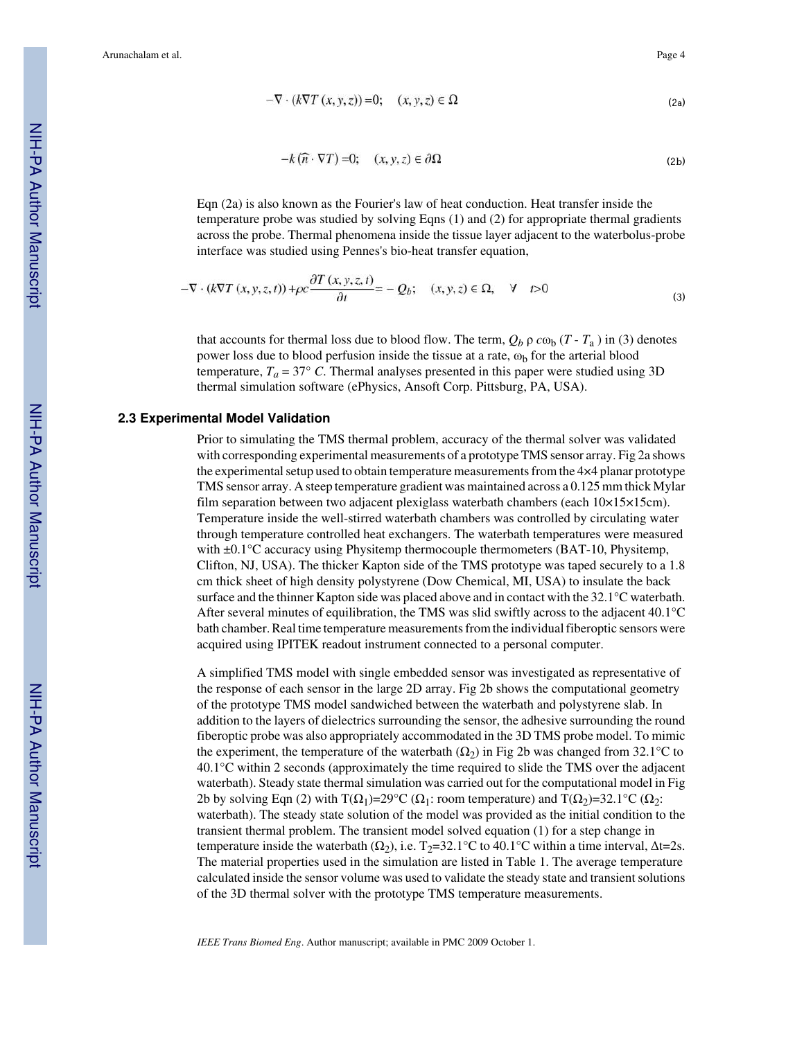$$-\nabla \cdot (k\nabla T(x, y, z)) = 0; \quad (x, y, z) \in \Omega \tag{2a}$$

$$-k(\hat{n} \cdot \nabla T) = 0; \quad (x, y, z) \in \partial\Omega \tag{2b}$$

Eqn (2a) is also known as the Fourier's law of heat conduction. Heat transfer inside the temperature probe was studied by solving Eqns (1) and (2) for appropriate thermal gradients across the probe. Thermal phenomena inside the tissue layer adjacent to the waterbolus-probe interface was studied using Pennes's bio-heat transfer equation,

$$-\nabla \cdot (k\nabla T(x, y, z, t)) + \rho c \frac{\partial T(x, y, z, t)}{\partial t} = -Q_b; \quad (x, y, z) \in \Omega, \quad \forall \quad t > 0 \tag{3}$$

that accounts for thermal loss due to blood flow. The term, $Q_b$ ρ $c\omega_b$ $(T - T_a)$ in (3) denotes power loss due to blood perfusion inside the tissue at a rate, $\omega_b$ for the arterial blood temperature, $T_a = 37°$ $C$. Thermal analyses presented in this paper were studied using 3D thermal simulation software (ePhysics, Ansoft Corp. Pittsburg, PA, USA).

### 2.3 Experimental Model Validation

Prior to simulating the TMS thermal problem, accuracy of the thermal solver was validated with corresponding experimental measurements of a prototype TMS sensor array. Fig 2a shows the experimental setup used to obtain temperature measurements from the 4×4 planar prototype TMS sensor array. A steep temperature gradient was maintained across a 0.125 mm thick Mylar film separation between two adjacent plexiglass waterbath chambers (each 10×15×15cm). Temperature inside the well-stirred waterbath chambers was controlled by circulating water through temperature controlled heat exchangers. The waterbath temperatures were measured with ±0.1°C accuracy using Physitemp thermocouple thermometers (BAT-10, Physitemp, Clifton, NJ, USA). The thicker Kapton side of the TMS prototype was taped securely to a 1.8 cm thick sheet of high density polystyrene (Dow Chemical, MI, USA) to insulate the back surface and the thinner Kapton side was placed above and in contact with the 32.1°C waterbath. After several minutes of equilibration, the TMS was slid swiftly across to the adjacent 40.1°C bath chamber. Real time temperature measurements from the individual fiberoptic sensors were acquired using IPITEK readout instrument connected to a personal computer.

A simplified TMS model with single embedded sensor was investigated as representative of the response of each sensor in the large 2D array. Fig 2b shows the computational geometry of the prototype TMS model sandwiched between the waterbath and polystyrene slab. In addition to the layers of dielectrics surrounding the sensor, the adhesive surrounding the round fiberoptic probe was also appropriately accommodated in the 3D TMS probe model. To mimic the experiment, the temperature of the waterbath ($\Omega_2$) in Fig 2b was changed from 32.1°C to 40.1°C within 2 seconds (approximately the time required to slide the TMS over the adjacent waterbath). Steady state thermal simulation was carried out for the computational model in Fig 2b by solving Eqn (2) with $T(\Omega_1)$=29°C ($\Omega_1$: room temperature) and $T(\Omega_2)$=32.1°C ($\Omega_2$: waterbath). The steady state solution of the model was provided as the initial condition to the transient thermal problem. The transient model solved equation (1) for a step change in temperature inside the waterbath ($\Omega_2$), i.e. $T_2$=32.1°C to 40.1°C within a time interval, Δt=2s. The material properties used in the simulation are listed in Table 1. The average temperature calculated inside the sensor volume was used to validate the steady state and transient solutions of the 3D thermal solver with the prototype TMS temperature measurements.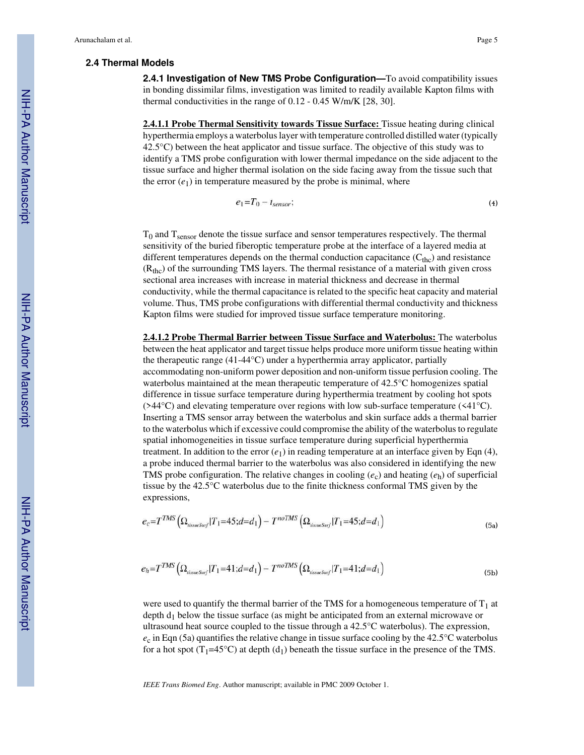### 2.4 Thermal Models

**2.4.1 Investigation of New TMS Probe Configuration—**To avoid compatibility issues in bonding dissimilar films, investigation was limited to readily available Kapton films with thermal conductivities in the range of 0.12 - 0.45 W/m/K [28, 30].

**2.4.1.1 Probe Thermal Sensitivity towards Tissue Surface:** Tissue heating during clinical hyperthermia employs a waterbolus layer with temperature controlled distilled water (typically 42.5°C) between the heat applicator and tissue surface. The objective of this study was to identify a TMS probe configuration with lower thermal impedance on the side adjacent to the tissue surface and higher thermal isolation on the side facing away from the tissue such that the error ($e_1$) in temperature measured by the probe is minimal, where

$$e_1 = T_0 - t_{sensor}; \tag{4}$$

$T_0$ and $T_{sensor}$ denote the tissue surface and sensor temperatures respectively. The thermal sensitivity of the buried fiberoptic temperature probe at the interface of a layered media at different temperatures depends on the thermal conduction capacitance ($C_{thc}$) and resistance ($R_{thc}$) of the surrounding TMS layers. The thermal resistance of a material with given cross sectional area increases with increase in material thickness and decrease in thermal conductivity, while the thermal capacitance is related to the specific heat capacity and material volume. Thus, TMS probe configurations with differential thermal conductivity and thickness Kapton films were studied for improved tissue surface temperature monitoring.

**2.4.1.2 Probe Thermal Barrier between Tissue Surface and Waterbolus:** The waterbolus between the heat applicator and target tissue helps produce more uniform tissue heating within the therapeutic range (41-44°C) under a hyperthermia array applicator, partially accommodating non-uniform power deposition and non-uniform tissue perfusion cooling. The waterbolus maintained at the mean therapeutic temperature of 42.5°C homogenizes spatial difference in tissue surface temperature during hyperthermia treatment by cooling hot spots (>44°C) and elevating temperature over regions with low sub-surface temperature (<41°C). Inserting a TMS sensor array between the waterbolus and skin surface adds a thermal barrier to the waterbolus which if excessive could compromise the ability of the waterbolus to regulate spatial inhomogeneities in tissue surface temperature during superficial hyperthermia treatment. In addition to the error ($e_1$) in reading temperature at an interface given by Eqn (4), a probe induced thermal barrier to the waterbolus was also considered in identifying the new TMS probe configuration. The relative changes in cooling ($e_c$) and heating ($e_h$) of superficial tissue by the 42.5°C waterbolus due to the finite thickness conformal TMS given by the expressions,

$$e_c = T^{TMS}\left(\Omega_{tissueSurf} | T_1 = 45; d = d_1\right) - T^{noTMS}\left(\Omega_{tissueSurf} | T_1 = 45; d = d_1\right) \tag{5a}$$

$$e_h = T^{TMS}\left(\Omega_{tissueSurf} | T_1 = 41; d = d_1\right) - T^{noTMS}\left(\Omega_{tissueSurf} | T_1 = 41; d = d_1\right) \tag{5b}$$

were used to quantify the thermal barrier of the TMS for a homogeneous temperature of $T_1$ at depth $d_1$ below the tissue surface (as might be anticipated from an external microwave or ultrasound heat source coupled to the tissue through a 42.5°C waterbolus). The expression, $e_c$ in Eqn (5a) quantifies the relative change in tissue surface cooling by the 42.5°C waterbolus for a hot spot ($T_1$=45°C) at depth ($d_1$) beneath the tissue surface in the presence of the TMS.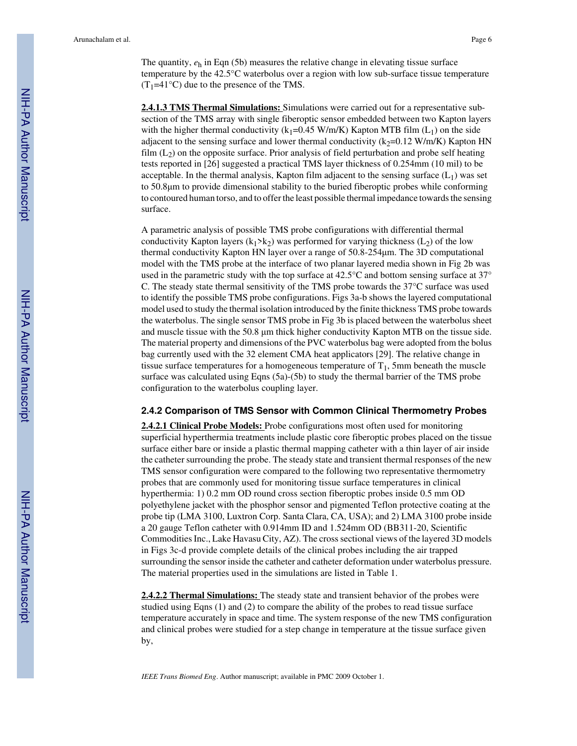The quantity, $e_h$ in Eqn (5b) measures the relative change in elevating tissue surface temperature by the 42.5°C waterbolus over a region with low sub-surface tissue temperature ($T_1$=41°C) due to the presence of the TMS.

**2.4.1.3 TMS Thermal Simulations:** Simulations were carried out for a representative sub-section of the TMS array with single fiberoptic sensor embedded between two Kapton layers with the higher thermal conductivity ($k_1$=0.45 W/m/K) Kapton MTB film ($L_1$) on the side adjacent to the sensing surface and lower thermal conductivity ($k_2$=0.12 W/m/K) Kapton HN film ($L_2$) on the opposite surface. Prior analysis of field perturbation and probe self heating tests reported in [26] suggested a practical TMS layer thickness of 0.254mm (10 mil) to be acceptable. In the thermal analysis, Kapton film adjacent to the sensing surface ($L_1$) was set to 50.8μm to provide dimensional stability to the buried fiberoptic probes while conforming to contoured human torso, and to offer the least possible thermal impedance towards the sensing surface.

A parametric analysis of possible TMS probe configurations with differential thermal conductivity Kapton layers ($k_1$>$k_2$) was performed for varying thickness ($L_2$) of the low thermal conductivity Kapton HN layer over a range of 50.8-254μm. The 3D computational model with the TMS probe at the interface of two planar layered media shown in Fig 2b was used in the parametric study with the top surface at 42.5°C and bottom sensing surface at 37°C. The steady state thermal sensitivity of the TMS probe towards the 37°C surface was used to identify the possible TMS probe configurations. Figs 3a-b shows the layered computational model used to study the thermal isolation introduced by the finite thickness TMS probe towards the waterbolus. The single sensor TMS probe in Fig 3b is placed between the waterbolus sheet and muscle tissue with the 50.8 μm thick higher conductivity Kapton MTB on the tissue side. The material property and dimensions of the PVC waterbolus bag were adopted from the bolus bag currently used with the 32 element CMA heat applicators [29]. The relative change in tissue surface temperatures for a homogeneous temperature of $T_1$, 5mm beneath the muscle surface was calculated using Eqns (5a)-(5b) to study the thermal barrier of the TMS probe configuration to the waterbolus coupling layer.

### 2.4.2 Comparison of TMS Sensor with Common Clinical Thermometry Probes

**2.4.2.1 Clinical Probe Models:** Probe configurations most often used for monitoring superficial hyperthermia treatments include plastic core fiberoptic probes placed on the tissue surface either bare or inside a plastic thermal mapping catheter with a thin layer of air inside the catheter surrounding the probe. The steady state and transient thermal responses of the new TMS sensor configuration were compared to the following two representative thermometry probes that are commonly used for monitoring tissue surface temperatures in clinical hyperthermia: 1) 0.2 mm OD round cross section fiberoptic probes inside 0.5 mm OD polyethylene jacket with the phosphor sensor and pigmented Teflon protective coating at the probe tip (LMA 3100, Luxtron Corp. Santa Clara, CA, USA); and 2) LMA 3100 probe inside a 20 gauge Teflon catheter with 0.914mm ID and 1.524mm OD (BB311-20, Scientific Commodities Inc., Lake Havasu City, AZ). The cross sectional views of the layered 3D models in Figs 3c-d provide complete details of the clinical probes including the air trapped surrounding the sensor inside the catheter and catheter deformation under waterbolus pressure. The material properties used in the simulations are listed in Table 1.

**2.4.2.2 Thermal Simulations:** The steady state and transient behavior of the probes were studied using Eqns (1) and (2) to compare the ability of the probes to read tissue surface temperature accurately in space and time. The system response of the new TMS configuration and clinical probes were studied for a step change in temperature at the tissue surface given by,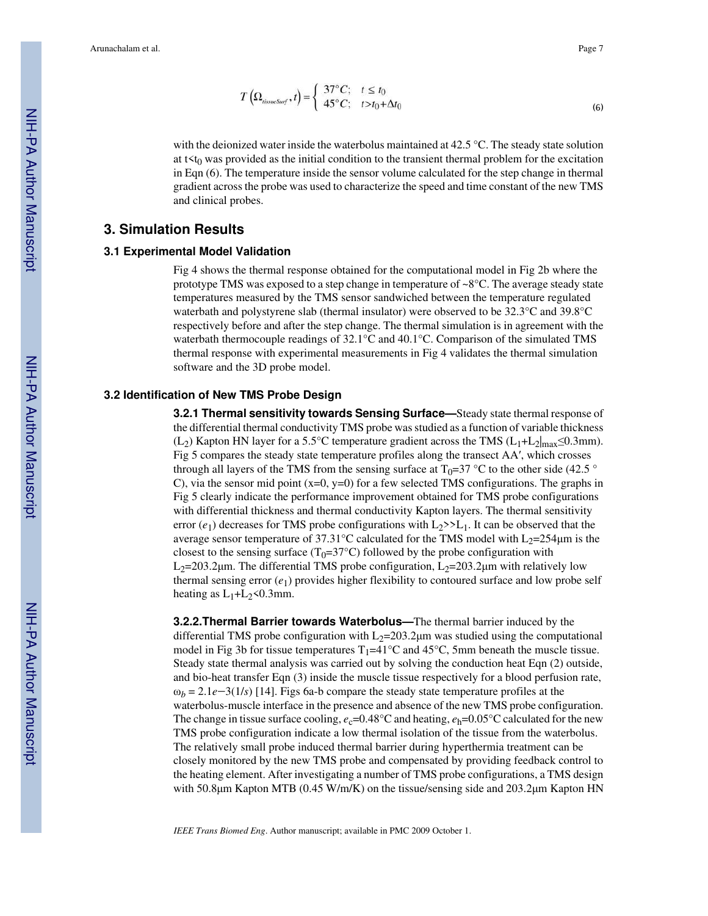$$T\left(\Omega_{tissueSurf}, t\right) = \begin{cases} 37°C; & t \le t_0 \\ 45°C; & t > t_0 + \Delta t_0 \end{cases} \tag{6}$$

with the deionized water inside the waterbolus maintained at 42.5 °C. The steady state solution at $t<t_0$ was provided as the initial condition to the transient thermal problem for the excitation in Eqn (6). The temperature inside the sensor volume calculated for the step change in thermal gradient across the probe was used to characterize the speed and time constant of the new TMS and clinical probes.

## 3. Simulation Results

### 3.1 Experimental Model Validation

Fig 4 shows the thermal response obtained for the computational model in Fig 2b where the prototype TMS was exposed to a step change in temperature of ~8°C. The average steady state temperatures measured by the TMS sensor sandwiched between the temperature regulated waterbath and polystyrene slab (thermal insulator) were observed to be 32.3°C and 39.8°C respectively before and after the step change. The thermal simulation is in agreement with the waterbath thermocouple readings of 32.1°C and 40.1°C. Comparison of the simulated TMS thermal response with experimental measurements in Fig 4 validates the thermal simulation software and the 3D probe model.

### 3.2 Identification of New TMS Probe Design

**3.2.1 Thermal sensitivity towards Sensing Surface—**Steady state thermal response of the differential thermal conductivity TMS probe was studied as a function of variable thickness ($L_2$) Kapton HN layer for a 5.5°C temperature gradient across the TMS ($L_1+L_2|_{max} \le 0.3$mm). Fig 5 compares the steady state temperature profiles along the transect AA′, which crosses through all layers of the TMS from the sensing surface at $T_0$=37 °C to the other side (42.5 °C), via the sensor mid point (x=0, y=0) for a few selected TMS configurations. The graphs in Fig 5 clearly indicate the performance improvement obtained for TMS probe configurations with differential thickness and thermal conductivity Kapton layers. The thermal sensitivity error ($e_1$) decreases for TMS probe configurations with $L_2 \gg L_1$. It can be observed that the average sensor temperature of 37.31°C calculated for the TMS model with $L_2$=254μm is the closest to the sensing surface ($T_0$=37°C) followed by the probe configuration with $L_2$=203.2μm. The differential TMS probe configuration, $L_2$=203.2μm with relatively low thermal sensing error ($e_1$) provides higher flexibility to contoured surface and low probe self heating as $L_1+L_2<0.3$mm.

**3.2.2.Thermal Barrier towards Waterbolus—**The thermal barrier induced by the differential TMS probe configuration with $L_2$=203.2μm was studied using the computational model in Fig 3b for tissue temperatures $T_1$=41°C and 45°C, 5mm beneath the muscle tissue. Steady state thermal analysis was carried out by solving the conduction heat Eqn (2) outside, and bio-heat transfer Eqn (3) inside the muscle tissue respectively for a blood perfusion rate, $\omega_b = 2.1e{-}3(1/s)$ [14]. Figs 6a-b compare the steady state temperature profiles at the waterbolus-muscle interface in the presence and absence of the new TMS probe configuration. The change in tissue surface cooling, $e_c$=0.48°C and heating, $e_h$=0.05°C calculated for the new TMS probe configuration indicate a low thermal isolation of the tissue from the waterbolus. The relatively small probe induced thermal barrier during hyperthermia treatment can be closely monitored by the new TMS probe and compensated by providing feedback control to the heating element. After investigating a number of TMS probe configurations, a TMS design with 50.8μm Kapton MTB (0.45 W/m/K) on the tissue/sensing side and 203.2μm Kapton HN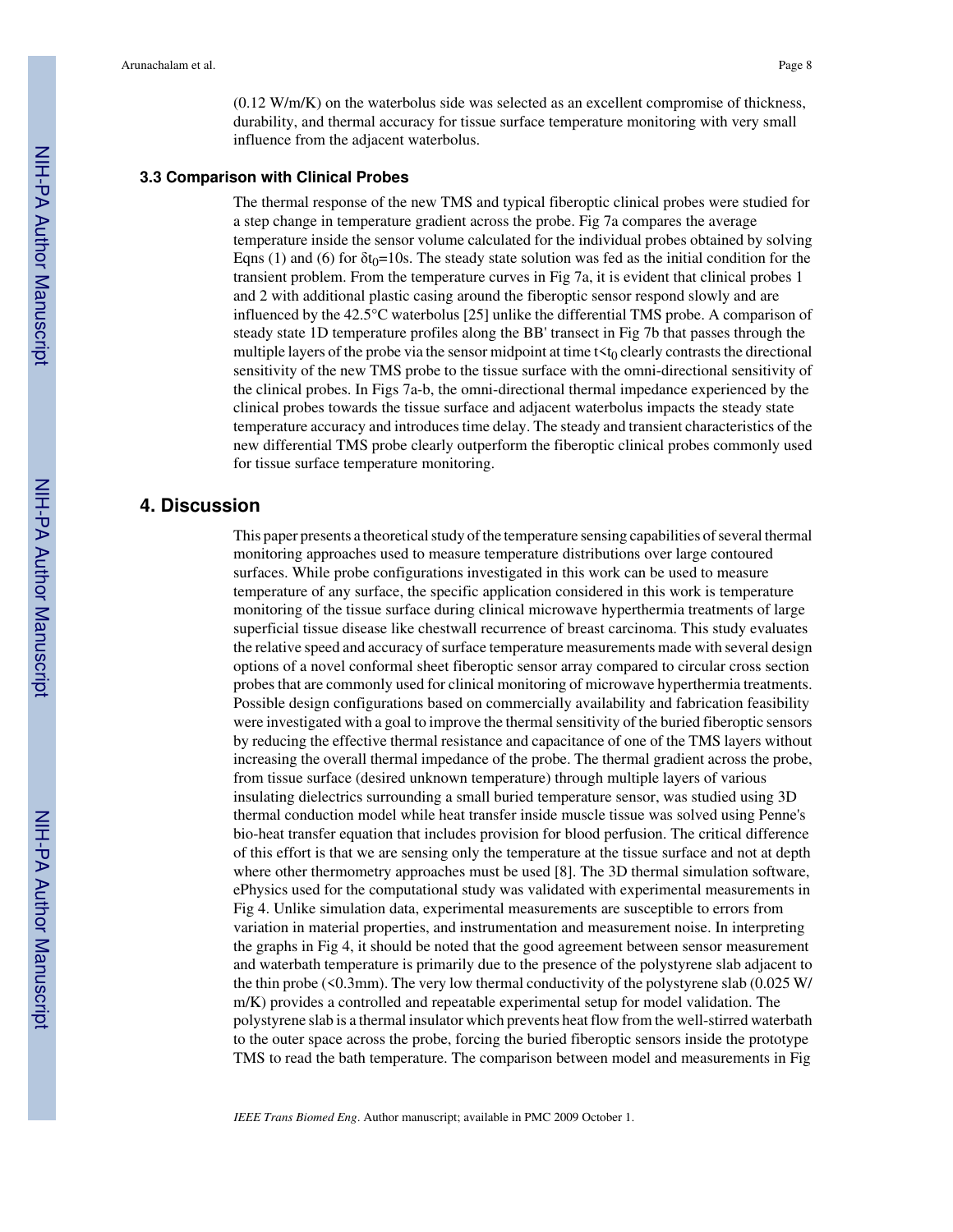(0.12 W/m/K) on the waterbolus side was selected as an excellent compromise of thickness, durability, and thermal accuracy for tissue surface temperature monitoring with very small influence from the adjacent waterbolus.

### 3.3 Comparison with Clinical Probes

The thermal response of the new TMS and typical fiberoptic clinical probes were studied for a step change in temperature gradient across the probe. Fig 7a compares the average temperature inside the sensor volume calculated for the individual probes obtained by solving Eqns (1) and (6) for $\delta t_0$=10s. The steady state solution was fed as the initial condition for the transient problem. From the temperature curves in Fig 7a, it is evident that clinical probes 1 and 2 with additional plastic casing around the fiberoptic sensor respond slowly and are influenced by the 42.5°C waterbolus [25] unlike the differential TMS probe. A comparison of steady state 1D temperature profiles along the BB' transect in Fig 7b that passes through the multiple layers of the probe via the sensor midpoint at time $t<t_0$ clearly contrasts the directional sensitivity of the new TMS probe to the tissue surface with the omni-directional sensitivity of the clinical probes. In Figs 7a-b, the omni-directional thermal impedance experienced by the clinical probes towards the tissue surface and adjacent waterbolus impacts the steady state temperature accuracy and introduces time delay. The steady and transient characteristics of the new differential TMS probe clearly outperform the fiberoptic clinical probes commonly used for tissue surface temperature monitoring.

## 4. Discussion

This paper presents a theoretical study of the temperature sensing capabilities of several thermal monitoring approaches used to measure temperature distributions over large contoured surfaces. While probe configurations investigated in this work can be used to measure temperature of any surface, the specific application considered in this work is temperature monitoring of the tissue surface during clinical microwave hyperthermia treatments of large superficial tissue disease like chestwall recurrence of breast carcinoma. This study evaluates the relative speed and accuracy of surface temperature measurements made with several design options of a novel conformal sheet fiberoptic sensor array compared to circular cross section probes that are commonly used for clinical monitoring of microwave hyperthermia treatments. Possible design configurations based on commercially availability and fabrication feasibility were investigated with a goal to improve the thermal sensitivity of the buried fiberoptic sensors by reducing the effective thermal resistance and capacitance of one of the TMS layers without increasing the overall thermal impedance of the probe. The thermal gradient across the probe, from tissue surface (desired unknown temperature) through multiple layers of various insulating dielectrics surrounding a small buried temperature sensor, was studied using 3D thermal conduction model while heat transfer inside muscle tissue was solved using Penne's bio-heat transfer equation that includes provision for blood perfusion. The critical difference of this effort is that we are sensing only the temperature at the tissue surface and not at depth where other thermometry approaches must be used [8]. The 3D thermal simulation software, ePhysics used for the computational study was validated with experimental measurements in Fig 4. Unlike simulation data, experimental measurements are susceptible to errors from variation in material properties, and instrumentation and measurement noise. In interpreting the graphs in Fig 4, it should be noted that the good agreement between sensor measurement and waterbath temperature is primarily due to the presence of the polystyrene slab adjacent to the thin probe (<0.3mm). The very low thermal conductivity of the polystyrene slab (0.025 W/m/K) provides a controlled and repeatable experimental setup for model validation. The polystyrene slab is a thermal insulator which prevents heat flow from the well-stirred waterbath to the outer space across the probe, forcing the buried fiberoptic sensors inside the prototype TMS to read the bath temperature. The comparison between model and measurements in Fig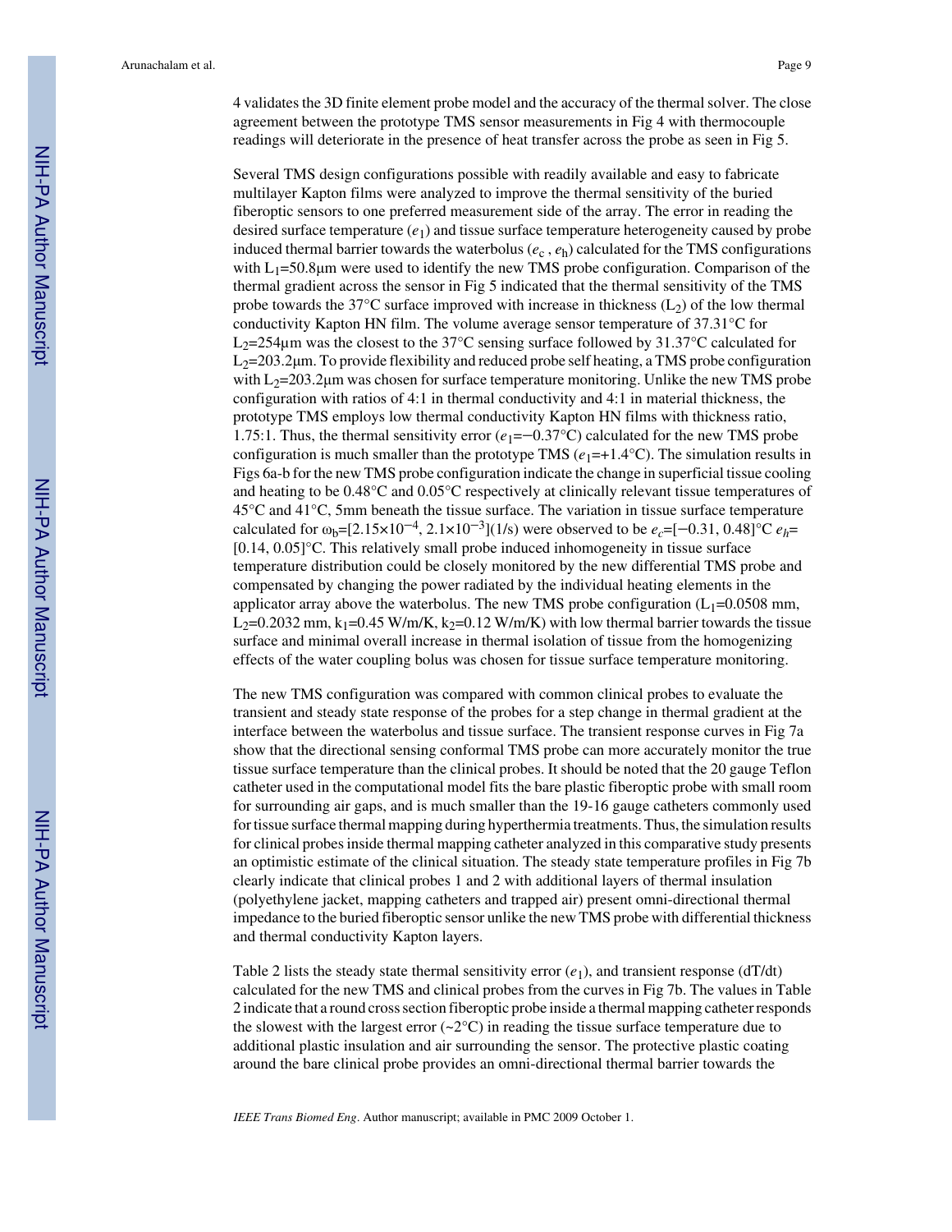4 validates the 3D finite element probe model and the accuracy of the thermal solver. The close agreement between the prototype TMS sensor measurements in Fig 4 with thermocouple readings will deteriorate in the presence of heat transfer across the probe as seen in Fig 5.

Several TMS design configurations possible with readily available and easy to fabricate multilayer Kapton films were analyzed to improve the thermal sensitivity of the buried fiberoptic sensors to one preferred measurement side of the array. The error in reading the desired surface temperature ($e_1$) and tissue surface temperature heterogeneity caused by probe induced thermal barrier towards the waterbolus ($e_c$ , $e_h$) calculated for the TMS configurations with $L_1$=50.8μm were used to identify the new TMS probe configuration. Comparison of the thermal gradient across the sensor in Fig 5 indicated that the thermal sensitivity of the TMS probe towards the 37°C surface improved with increase in thickness ($L_2$) of the low thermal conductivity Kapton HN film. The volume average sensor temperature of 37.31°C for $L_2$=254μm was the closest to the 37°C sensing surface followed by 31.37°C calculated for $L_2$=203.2μm. To provide flexibility and reduced probe self heating, a TMS probe configuration with $L_2$=203.2μm was chosen for surface temperature monitoring. Unlike the new TMS probe configuration with ratios of 4:1 in thermal conductivity and 4:1 in material thickness, the prototype TMS employs low thermal conductivity Kapton HN films with thickness ratio, 1.75:1. Thus, the thermal sensitivity error ($e_1$=−0.37°C) calculated for the new TMS probe configuration is much smaller than the prototype TMS ($e_1$=+1.4°C). The simulation results in Figs 6a-b for the new TMS probe configuration indicate the change in superficial tissue cooling and heating to be 0.48°C and 0.05°C respectively at clinically relevant tissue temperatures of 45°C and 41°C, 5mm beneath the tissue surface. The variation in tissue surface temperature calculated for $\omega_b$=[2.15×10$^{-4}$, 2.1×10$^{-3}$](1/s) were observed to be $e_c$=[−0.31, 0.48]°C $e_h$= [0.14, 0.05]°C. This relatively small probe induced inhomogeneity in tissue surface temperature distribution could be closely monitored by the new differential TMS probe and compensated by changing the power radiated by the individual heating elements in the applicator array above the waterbolus. The new TMS probe configuration ($L_1$=0.0508 mm, $L_2$=0.2032 mm, $k_1$=0.45 W/m/K, $k_2$=0.12 W/m/K) with low thermal barrier towards the tissue surface and minimal overall increase in thermal isolation of tissue from the homogenizing effects of the water coupling bolus was chosen for tissue surface temperature monitoring.

The new TMS configuration was compared with common clinical probes to evaluate the transient and steady state response of the probes for a step change in thermal gradient at the interface between the waterbolus and tissue surface. The transient response curves in Fig 7a show that the directional sensing conformal TMS probe can more accurately monitor the true tissue surface temperature than the clinical probes. It should be noted that the 20 gauge Teflon catheter used in the computational model fits the bare plastic fiberoptic probe with small room for surrounding air gaps, and is much smaller than the 19-16 gauge catheters commonly used for tissue surface thermal mapping during hyperthermia treatments. Thus, the simulation results for clinical probes inside thermal mapping catheter analyzed in this comparative study presents an optimistic estimate of the clinical situation. The steady state temperature profiles in Fig 7b clearly indicate that clinical probes 1 and 2 with additional layers of thermal insulation (polyethylene jacket, mapping catheters and trapped air) present omni-directional thermal impedance to the buried fiberoptic sensor unlike the new TMS probe with differential thickness and thermal conductivity Kapton layers.

Table 2 lists the steady state thermal sensitivity error ($e_1$), and transient response (dT/dt) calculated for the new TMS and clinical probes from the curves in Fig 7b. The values in Table 2 indicate that a round cross section fiberoptic probe inside a thermal mapping catheter responds the slowest with the largest error (~2°C) in reading the tissue surface temperature due to additional plastic insulation and air surrounding the sensor. The protective plastic coating around the bare clinical probe provides an omni-directional thermal barrier towards the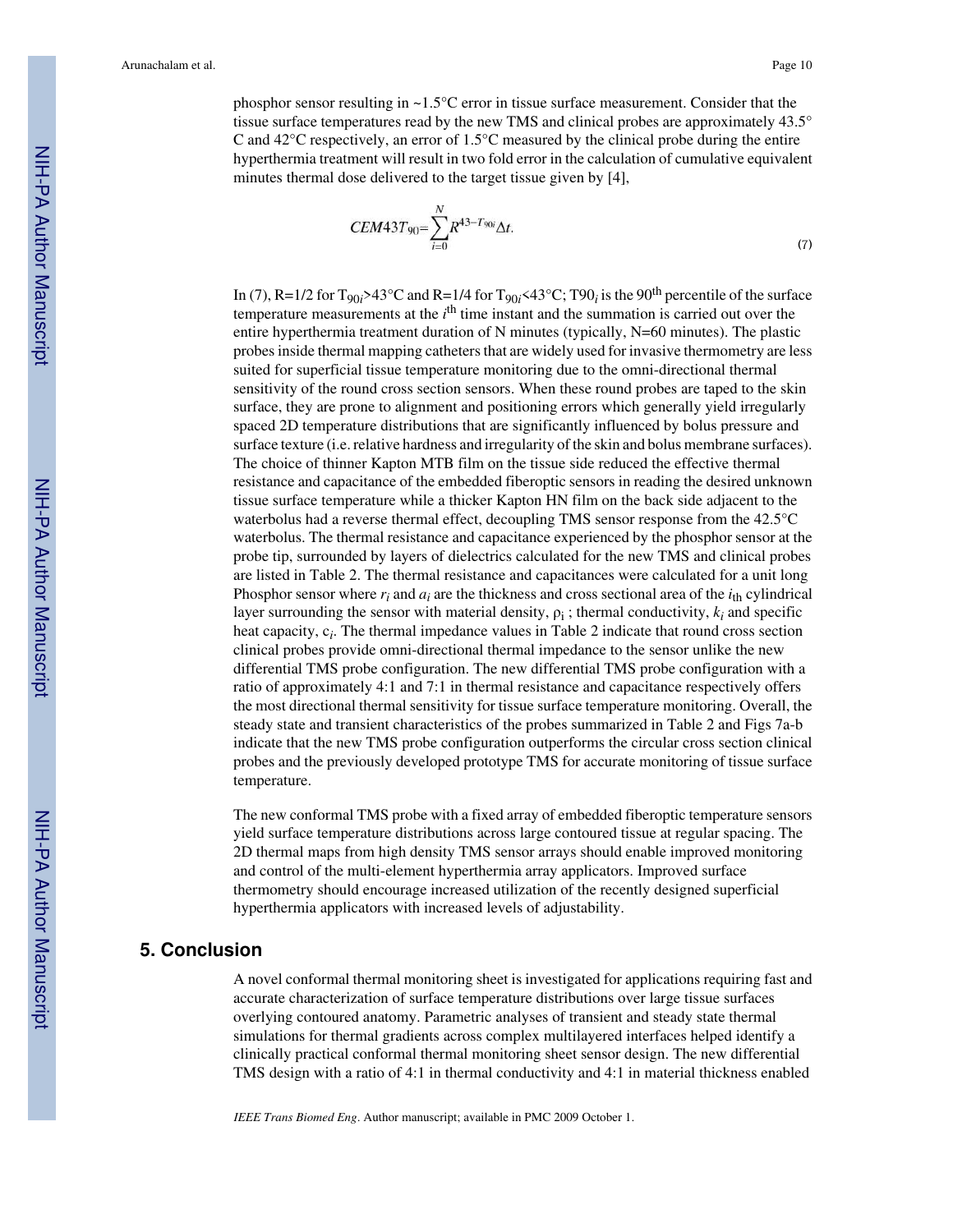phosphor sensor resulting in ~1.5°C error in tissue surface measurement. Consider that the tissue surface temperatures read by the new TMS and clinical probes are approximately 43.5°C and 42°C respectively, an error of 1.5°C measured by the clinical probe during the entire hyperthermia treatment will result in two fold error in the calculation of cumulative equivalent minutes thermal dose delivered to the target tissue given by [4],

$$CEM43T_{90}=\sum_{i=0}^{N} R^{43-T_{90i}}\Delta t. \tag{7}$$

In (7), R=1/2 for $T_{90i}$>43°C and R=1/4 for $T_{90i}$<43°C; $T90_i$ is the 90[th] percentile of the surface temperature measurements at the $i^{th}$ time instant and the summation is carried out over the entire hyperthermia treatment duration of N minutes (typically, N=60 minutes). The plastic probes inside thermal mapping catheters that are widely used for invasive thermometry are less suited for superficial tissue temperature monitoring due to the omni-directional thermal sensitivity of the round cross section sensors. When these round probes are taped to the skin surface, they are prone to alignment and positioning errors which generally yield irregularly spaced 2D temperature distributions that are significantly influenced by bolus pressure and surface texture (i.e. relative hardness and irregularity of the skin and bolus membrane surfaces). The choice of thinner Kapton MTB film on the tissue side reduced the effective thermal resistance and capacitance of the embedded fiberoptic sensors in reading the desired unknown tissue surface temperature while a thicker Kapton HN film on the back side adjacent to the waterbolus had a reverse thermal effect, decoupling TMS sensor response from the 42.5°C waterbolus. The thermal resistance and capacitance experienced by the phosphor sensor at the probe tip, surrounded by layers of dielectrics calculated for the new TMS and clinical probes are listed in Table 2. The thermal resistance and capacitances were calculated for a unit long Phosphor sensor where $r_i$ and $a_i$ are the thickness and cross sectional area of the $i_{th}$ cylindrical layer surrounding the sensor with material density, $\rho_i$ ; thermal conductivity, $k_i$ and specific heat capacity, $c_i$. The thermal impedance values in Table 2 indicate that round cross section clinical probes provide omni-directional thermal impedance to the sensor unlike the new differential TMS probe configuration. The new differential TMS probe configuration with a ratio of approximately 4:1 and 7:1 in thermal resistance and capacitance respectively offers the most directional thermal sensitivity for tissue surface temperature monitoring. Overall, the steady state and transient characteristics of the probes summarized in Table 2 and Figs 7a-b indicate that the new TMS probe configuration outperforms the circular cross section clinical probes and the previously developed prototype TMS for accurate monitoring of tissue surface temperature.

The new conformal TMS probe with a fixed array of embedded fiberoptic temperature sensors yield surface temperature distributions across large contoured tissue at regular spacing. The 2D thermal maps from high density TMS sensor arrays should enable improved monitoring and control of the multi-element hyperthermia array applicators. Improved surface thermometry should encourage increased utilization of the recently designed superficial hyperthermia applicators with increased levels of adjustability.

## 5. Conclusion

A novel conformal thermal monitoring sheet is investigated for applications requiring fast and accurate characterization of surface temperature distributions over large tissue surfaces overlying contoured anatomy. Parametric analyses of transient and steady state thermal simulations for thermal gradients across complex multilayered interfaces helped identify a clinically practical conformal thermal monitoring sheet sensor design. The new differential TMS design with a ratio of 4:1 in thermal conductivity and 4:1 in material thickness enabled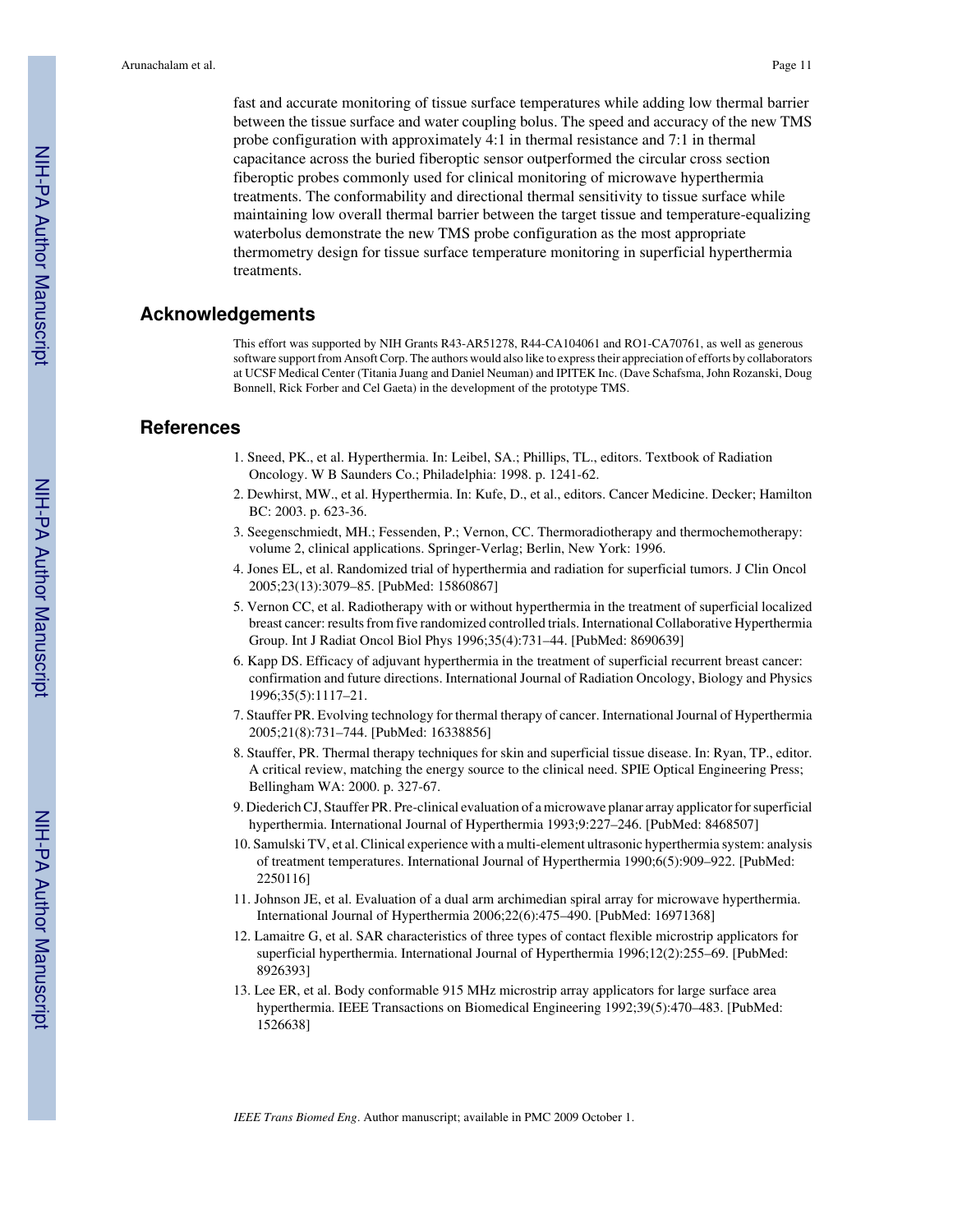fast and accurate monitoring of tissue surface temperatures while adding low thermal barrier between the tissue surface and water coupling bolus. The speed and accuracy of the new TMS probe configuration with approximately 4:1 in thermal resistance and 7:1 in thermal capacitance across the buried fiberoptic sensor outperformed the circular cross section fiberoptic probes commonly used for clinical monitoring of microwave hyperthermia treatments. The conformability and directional thermal sensitivity to tissue surface while maintaining low overall thermal barrier between the target tissue and temperature-equalizing waterbolus demonstrate the new TMS probe configuration as the most appropriate thermometry design for tissue surface temperature monitoring in superficial hyperthermia treatments.

## Acknowledgements

This effort was supported by NIH Grants R43-AR51278, R44-CA104061 and RO1-CA70761, as well as generous software support from Ansoft Corp. The authors would also like to express their appreciation of efforts by collaborators at UCSF Medical Center (Titania Juang and Daniel Neuman) and IPITEK Inc. (Dave Schafsma, John Rozanski, Doug Bonnell, Rick Forber and Cel Gaeta) in the development of the prototype TMS.

## References

1. Sneed, PK., et al. Hyperthermia. In: Leibel, SA.; Phillips, TL., editors. Textbook of Radiation Oncology. W B Saunders Co.; Philadelphia: 1998. p. 1241-62.
2. Dewhirst, MW., et al. Hyperthermia. In: Kufe, D., et al., editors. Cancer Medicine. Decker; Hamilton BC: 2003. p. 623-36.
3. Seegenschmiedt, MH.; Fessenden, P.; Vernon, CC. Thermoradiotherapy and thermochemotherapy: volume 2, clinical applications. Springer-Verlag; Berlin, New York: 1996.
4. Jones EL, et al. Randomized trial of hyperthermia and radiation for superficial tumors. J Clin Oncol 2005;23(13):3079–85. [PubMed: 15860867]
5. Vernon CC, et al. Radiotherapy with or without hyperthermia in the treatment of superficial localized breast cancer: results from five randomized controlled trials. International Collaborative Hyperthermia Group. Int J Radiat Oncol Biol Phys 1996;35(4):731–44. [PubMed: 8690639]
6. Kapp DS. Efficacy of adjuvant hyperthermia in the treatment of superficial recurrent breast cancer: confirmation and future directions. International Journal of Radiation Oncology, Biology and Physics 1996;35(5):1117–21.
7. Stauffer PR. Evolving technology for thermal therapy of cancer. International Journal of Hyperthermia 2005;21(8):731–744. [PubMed: 16338856]
8. Stauffer, PR. Thermal therapy techniques for skin and superficial tissue disease. In: Ryan, TP., editor. A critical review, matching the energy source to the clinical need. SPIE Optical Engineering Press; Bellingham WA: 2000. p. 327-67.
9. Diederich CJ, Stauffer PR. Pre-clinical evaluation of a microwave planar array applicator for superficial hyperthermia. International Journal of Hyperthermia 1993;9:227–246. [PubMed: 8468507]
10. Samulski TV, et al. Clinical experience with a multi-element ultrasonic hyperthermia system: analysis of treatment temperatures. International Journal of Hyperthermia 1990;6(5):909–922. [PubMed: 2250116]
11. Johnson JE, et al. Evaluation of a dual arm archimedian spiral array for microwave hyperthermia. International Journal of Hyperthermia 2006;22(6):475–490. [PubMed: 16971368]
12. Lamaitre G, et al. SAR characteristics of three types of contact flexible microstrip applicators for superficial hyperthermia. International Journal of Hyperthermia 1996;12(2):255–69. [PubMed: 8926393]
13. Lee ER, et al. Body conformable 915 MHz microstrip array applicators for large surface area hyperthermia. IEEE Transactions on Biomedical Engineering 1992;39(5):470–483. [PubMed: 1526638]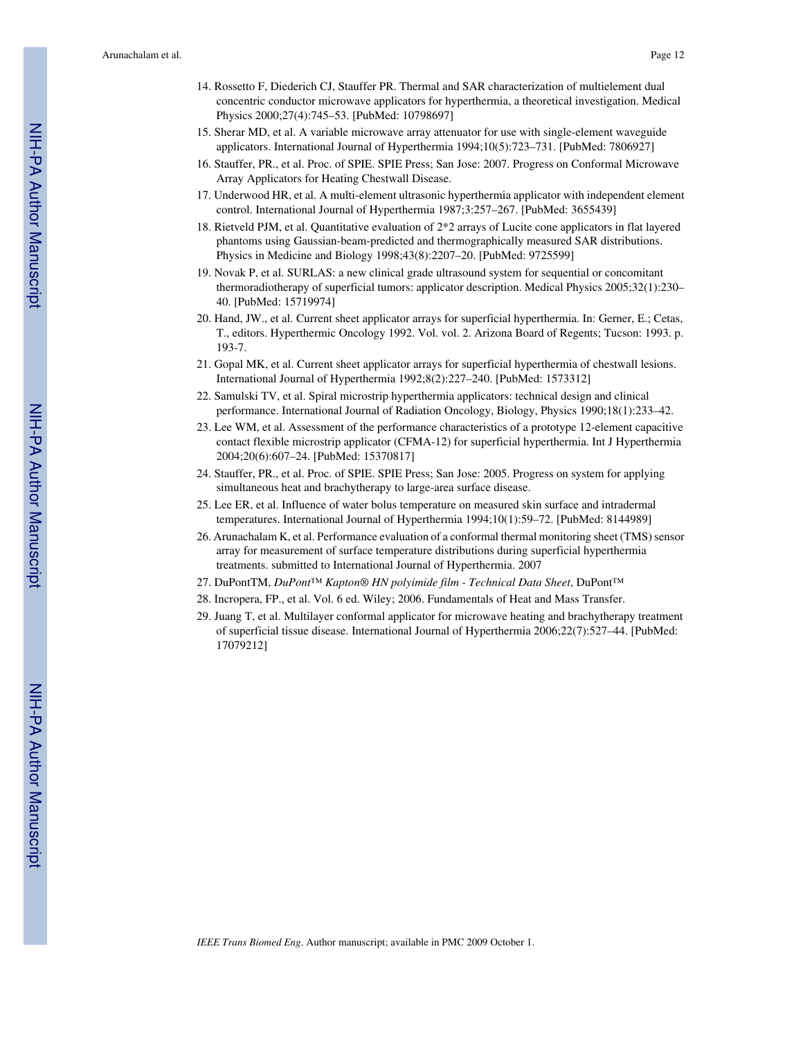14. Rossetto F, Diederich CJ, Stauffer PR. Thermal and SAR characterization of multielement dual concentric conductor microwave applicators for hyperthermia, a theoretical investigation. Medical Physics 2000;27(4):745–53. [PubMed: 10798697]
15. Sherar MD, et al. A variable microwave array attenuator for use with single-element waveguide applicators. International Journal of Hyperthermia 1994;10(5):723–731. [PubMed: 7806927]
16. Stauffer, PR., et al. Proc. of SPIE. SPIE Press; San Jose: 2007. Progress on Conformal Microwave Array Applicators for Heating Chestwall Disease.
17. Underwood HR, et al. A multi-element ultrasonic hyperthermia applicator with independent element control. International Journal of Hyperthermia 1987;3:257–267. [PubMed: 3655439]
18. Rietveld PJM, et al. Quantitative evaluation of 2*2 arrays of Lucite cone applicators in flat layered phantoms using Gaussian-beam-predicted and thermographically measured SAR distributions. Physics in Medicine and Biology 1998;43(8):2207–20. [PubMed: 9725599]
19. Novak P, et al. SURLAS: a new clinical grade ultrasound system for sequential or concomitant thermoradiotherapy of superficial tumors: applicator description. Medical Physics 2005;32(1):230–40. [PubMed: 15719974]
20. Hand, JW., et al. Current sheet applicator arrays for superficial hyperthermia. In: Gerner, E.; Cetas, T., editors. Hyperthermic Oncology 1992. Vol. vol. 2. Arizona Board of Regents; Tucson: 1993. p. 193-7.
21. Gopal MK, et al. Current sheet applicator arrays for superficial hyperthermia of chestwall lesions. International Journal of Hyperthermia 1992;8(2):227–240. [PubMed: 1573312]
22. Samulski TV, et al. Spiral microstrip hyperthermia applicators: technical design and clinical performance. International Journal of Radiation Oncology, Biology, Physics 1990;18(1):233–42.
23. Lee WM, et al. Assessment of the performance characteristics of a prototype 12-element capacitive contact flexible microstrip applicator (CFMA-12) for superficial hyperthermia. Int J Hyperthermia 2004;20(6):607–24. [PubMed: 15370817]
24. Stauffer, PR., et al. Proc. of SPIE. SPIE Press; San Jose: 2005. Progress on system for applying simultaneous heat and brachytherapy to large-area surface disease.
25. Lee ER, et al. Influence of water bolus temperature on measured skin surface and intradermal temperatures. International Journal of Hyperthermia 1994;10(1):59–72. [PubMed: 8144989]
26. Arunachalam K, et al. Performance evaluation of a conformal thermal monitoring sheet (TMS) sensor array for measurement of surface temperature distributions during superficial hyperthermia treatments. submitted to International Journal of Hyperthermia. 2007
27. DuPontTM, *DuPont™ Kapton® HN polyimide film - Technical Data Sheet*, DuPont™
28. Incropera, FP., et al. Vol. 6 ed. Wiley; 2006. Fundamentals of Heat and Mass Transfer.
29. Juang T, et al. Multilayer conformal applicator for microwave heating and brachytherapy treatment of superficial tissue disease. International Journal of Hyperthermia 2006;22(7):527–44. [PubMed: 17079212]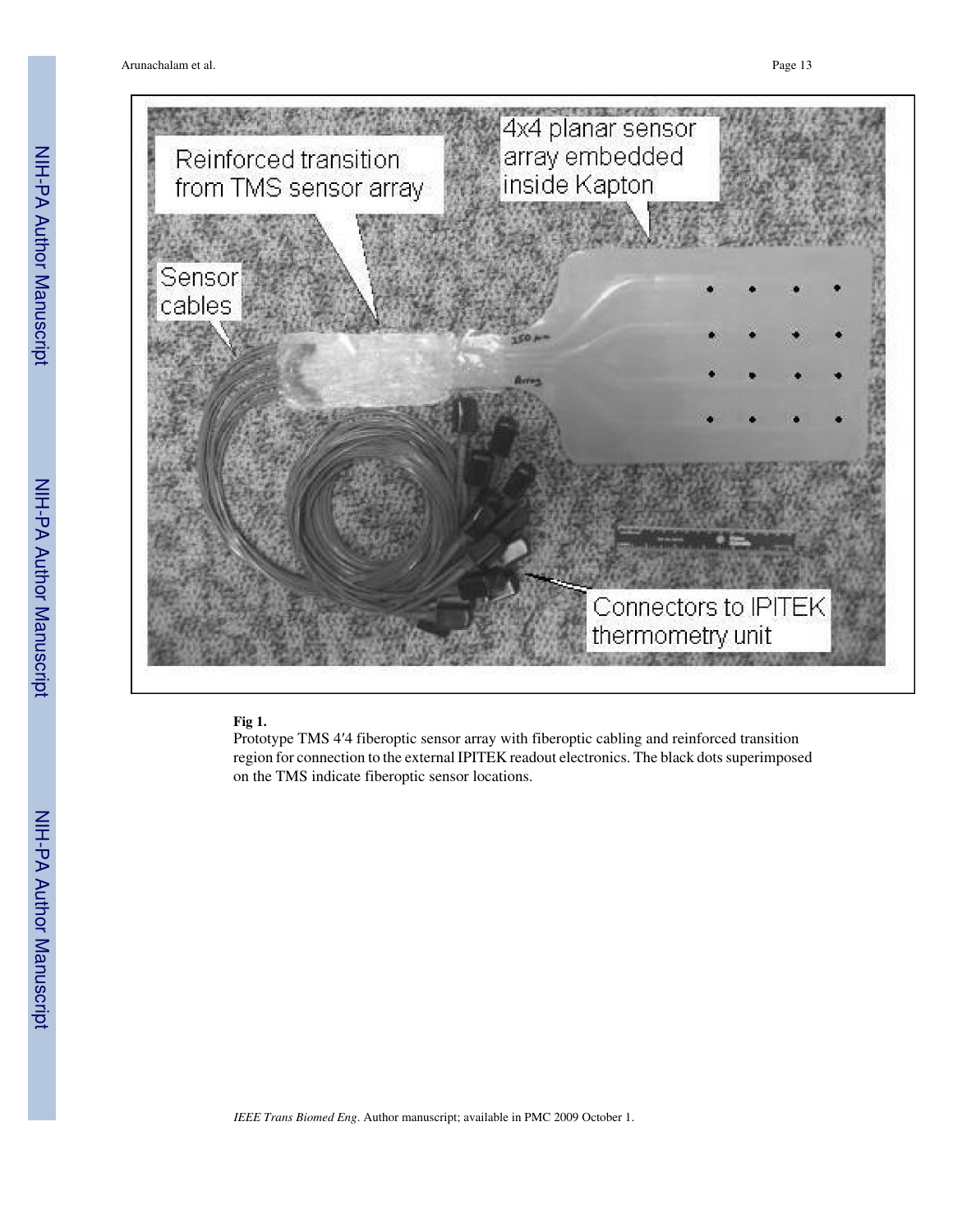**Fig 1.**

Prototype TMS 4′4 fiberoptic sensor array with fiberoptic cabling and reinforced transition region for connection to the external IPITEK readout electronics. The black dots superimposed on the TMS indicate fiberoptic sensor locations.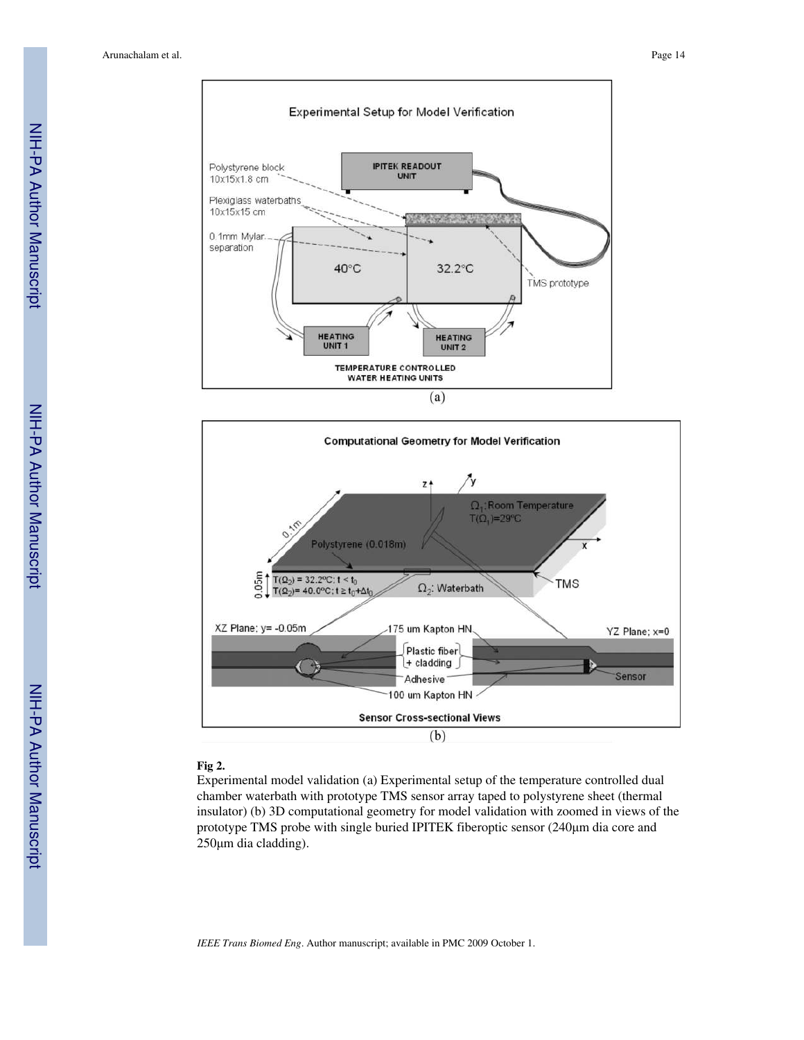**Fig 2.**

Experimental model validation (a) Experimental setup of the temperature controlled dual chamber waterbath with prototype TMS sensor array taped to polystyrene sheet (thermal insulator) (b) 3D computational geometry for model validation with zoomed in views of the prototype TMS probe with single buried IPITEK fiberoptic sensor (240μm dia core and 250μm dia cladding).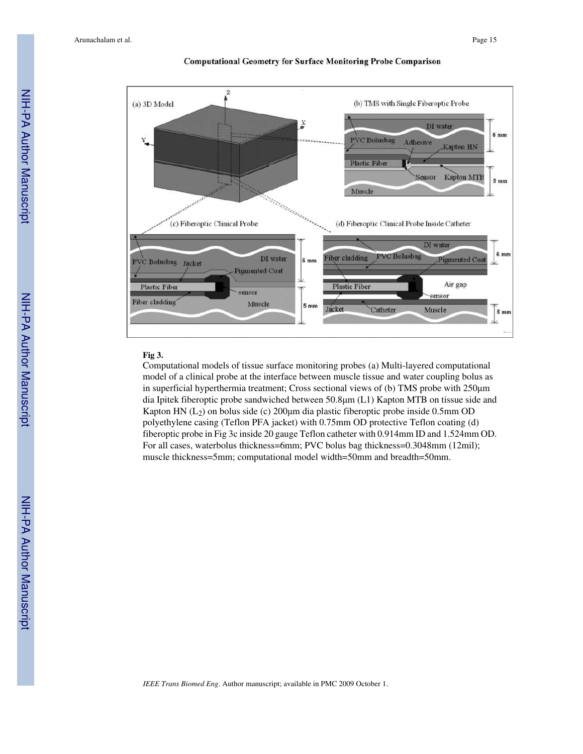**Computational Geometry for Surface Monitoring Probe Comparison**

**Fig 3.**

Computational models of tissue surface monitoring probes (a) Multi-layered computational model of a clinical probe at the interface between muscle tissue and water coupling bolus as in superficial hyperthermia treatment; Cross sectional views of (b) TMS probe with 250μm dia Ipitek fiberoptic probe sandwiched between 50.8μm (L1) Kapton MTB on tissue side and Kapton HN ($L_2$) on bolus side (c) 200μm dia plastic fiberoptic probe inside 0.5mm OD polyethylene casing (Teflon PFA jacket) with 0.75mm OD protective Teflon coating (d) fiberoptic probe in Fig 3c inside 20 gauge Teflon catheter with 0.914mm ID and 1.524mm OD. For all cases, waterbolus thickness=6mm; PVC bolus bag thickness=0.3048mm (12mil); muscle thickness=5mm; computational model width=50mm and breadth=50mm.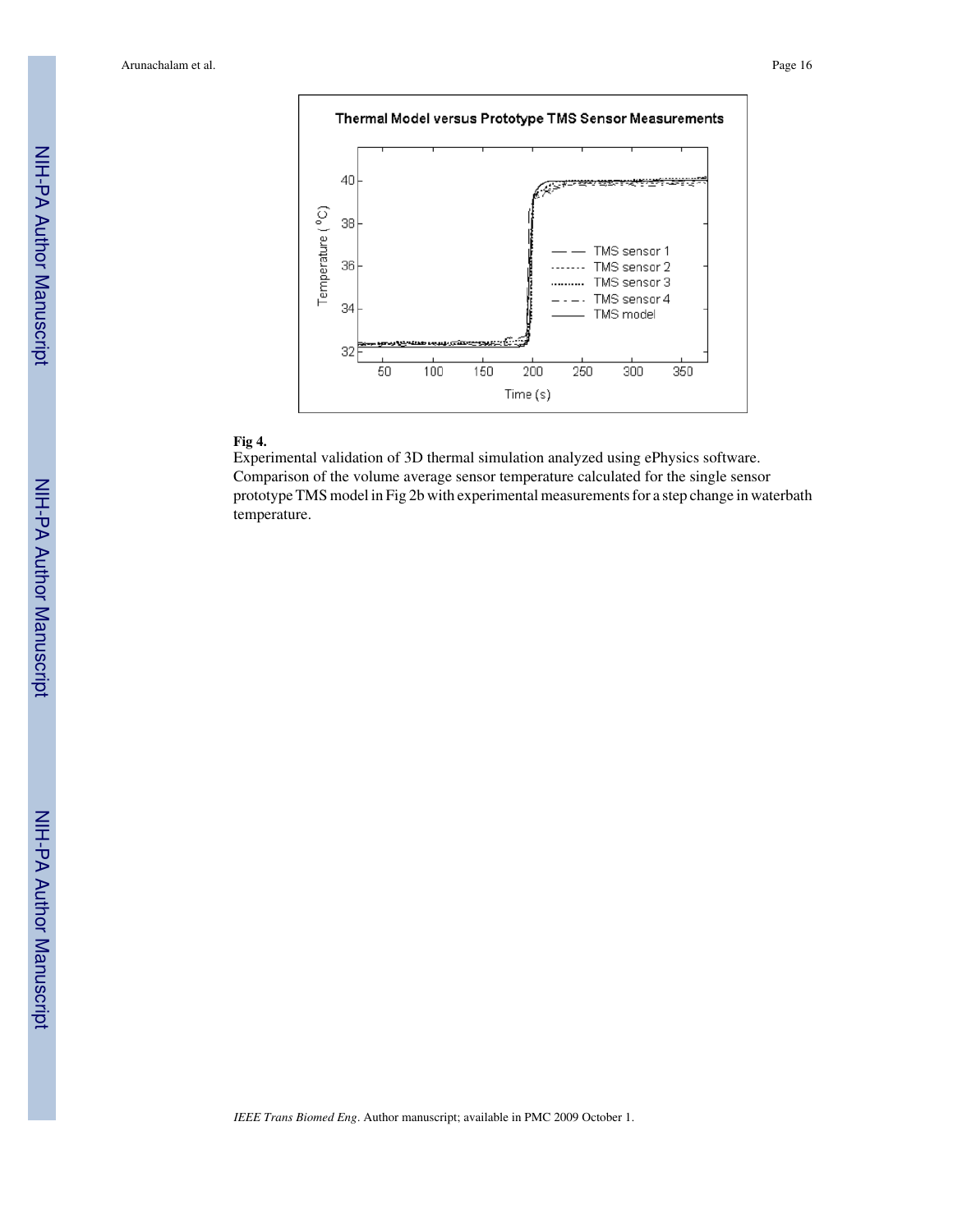**Fig 4.**

Experimental validation of 3D thermal simulation analyzed using ePhysics software. Comparison of the volume average sensor temperature calculated for the single sensor prototype TMS model in Fig 2b with experimental measurements for a step change in waterbath temperature.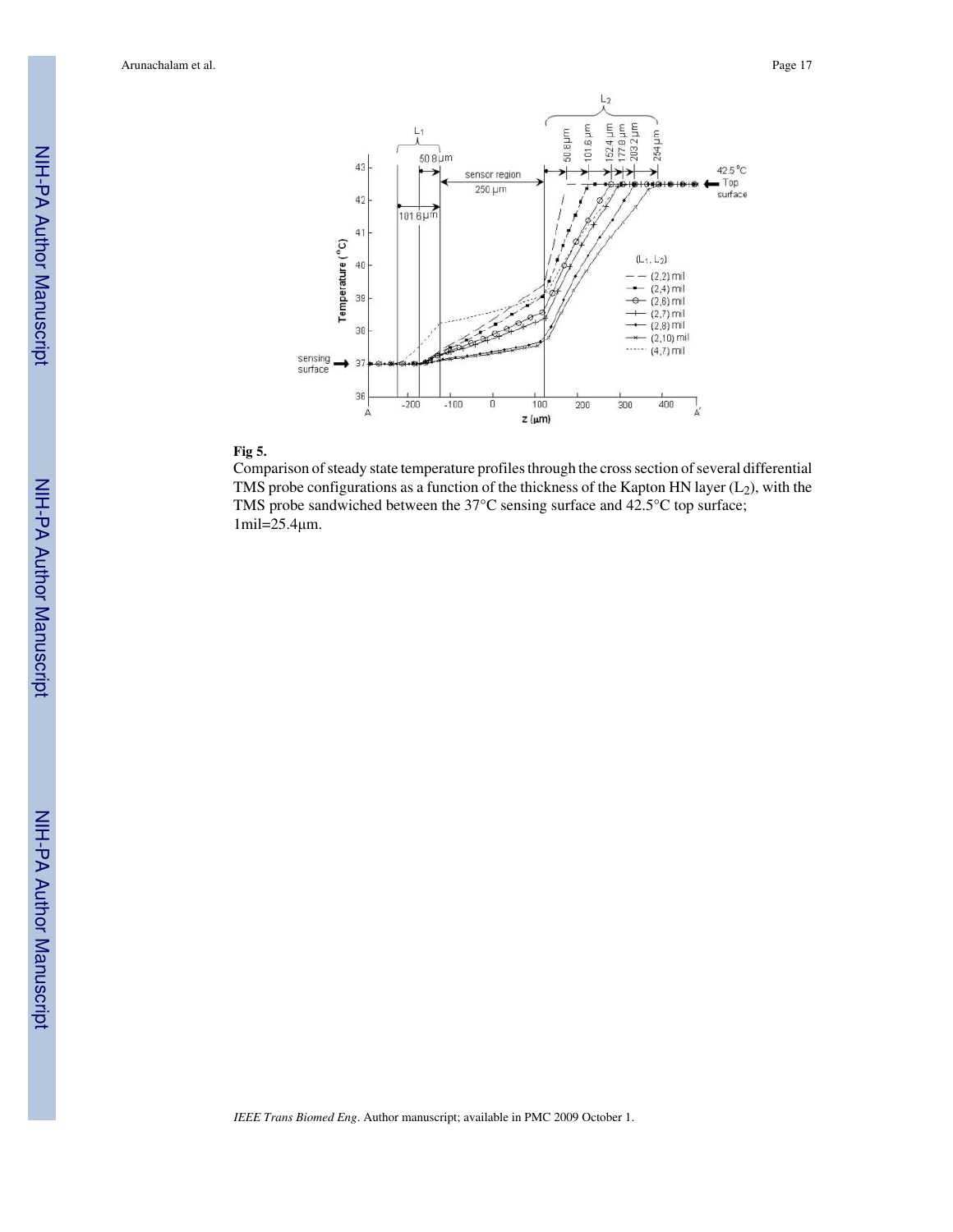**Fig 5.**

Comparison of steady state temperature profiles through the cross section of several differential TMS probe configurations as a function of the thickness of the Kapton HN layer ($L_2$), with the TMS probe sandwiched between the 37°C sensing surface and 42.5°C top surface; 1mil=25.4μm.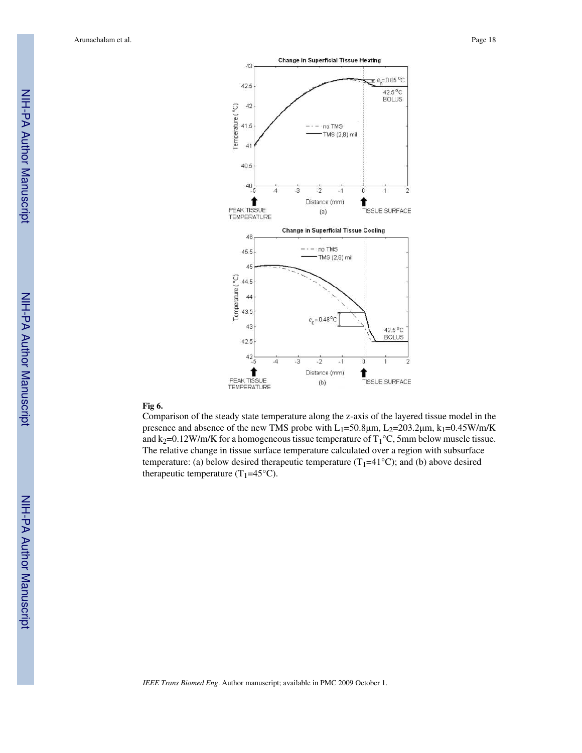**Fig 6.**

Comparison of the steady state temperature along the z-axis of the layered tissue model in the presence and absence of the new TMS probe with $L_1$=50.8μm, $L_2$=203.2μm, $k_1$=0.45W/m/K and $k_2$=0.12W/m/K for a homogeneous tissue temperature of $T_1$°C, 5mm below muscle tissue. The relative change in tissue surface temperature calculated over a region with subsurface temperature: (a) below desired therapeutic temperature ($T_1$=41°C); and (b) above desired therapeutic temperature ($T_1$=45°C).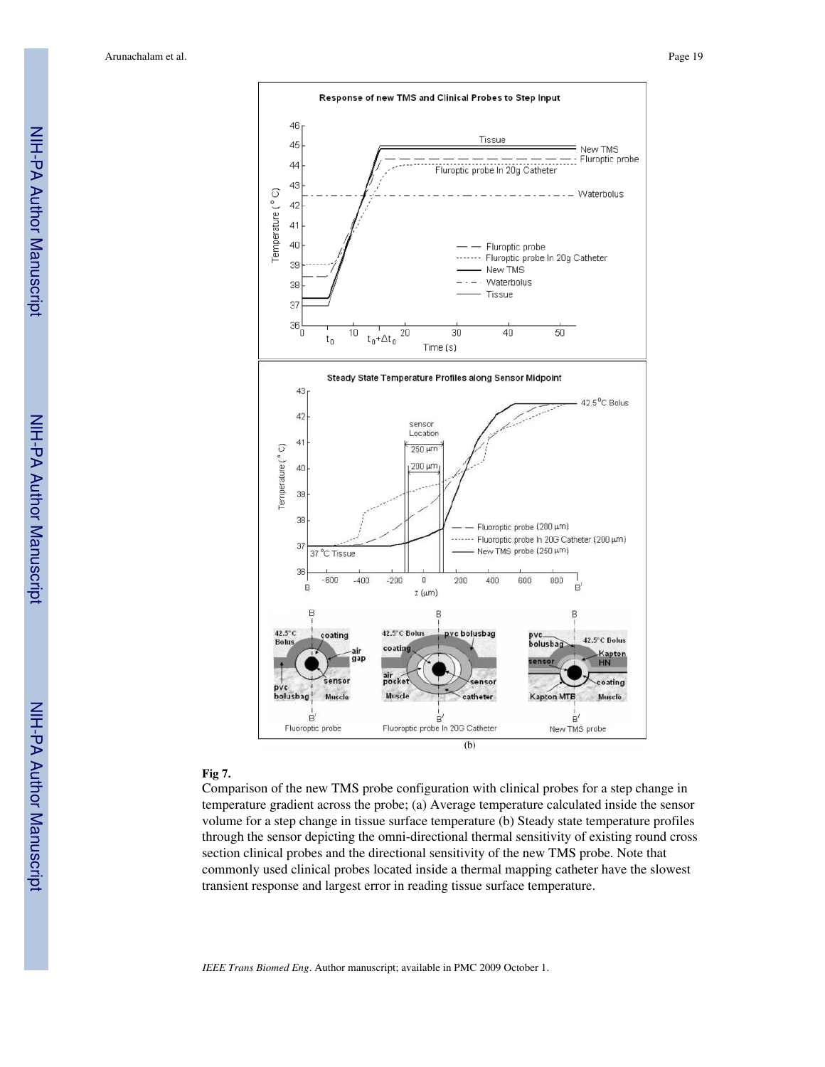**Fig 7.**

Comparison of the new TMS probe configuration with clinical probes for a step change in temperature gradient across the probe; (a) Average temperature calculated inside the sensor volume for a step change in tissue surface temperature (b) Steady state temperature profiles through the sensor depicting the omni-directional thermal sensitivity of existing round cross section clinical probes and the directional sensitivity of the new TMS probe. Note that commonly used clinical probes located inside a thermal mapping catheter have the slowest transient response and largest error in reading tissue surface temperature.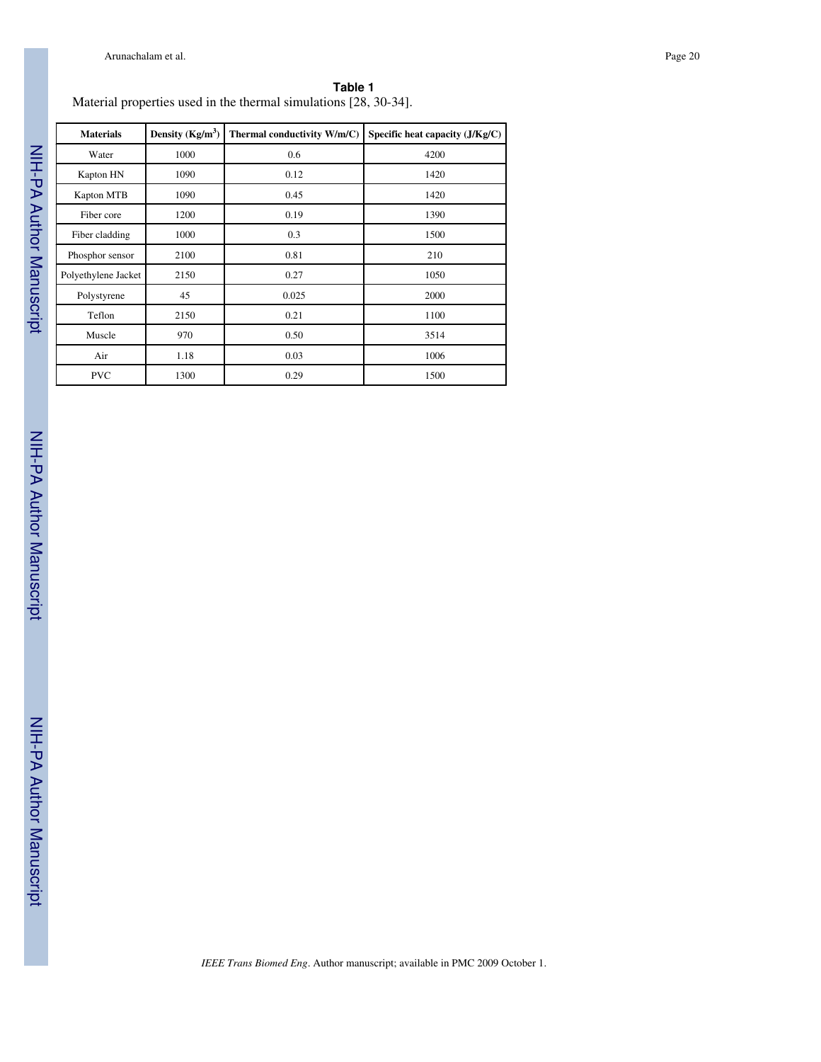**Table 1**

Material properties used in the thermal simulations [28, 30-34].

| Materials | Density (Kg/m$^3$) | Thermal conductivity W/m/C) | Specific heat capacity (J/Kg/C) |
|---|---|---|---|
| Water | 1000 | 0.6 | 4200 |
| Kapton HN | 1090 | 0.12 | 1420 |
| Kapton MTB | 1090 | 0.45 | 1420 |
| Fiber core | 1200 | 0.19 | 1390 |
| Fiber cladding | 1000 | 0.3 | 1500 |
| Phosphor sensor | 2100 | 0.81 | 210 |
| Polyethylene Jacket | 2150 | 0.27 | 1050 |
| Polystyrene | 45 | 0.025 | 2000 |
| Teflon | 2150 | 0.21 | 1100 |
| Muscle | 970 | 0.50 | 3514 |
| Air | 1.18 | 0.03 | 1006 |
| PVC | 1300 | 0.29 | 1500 |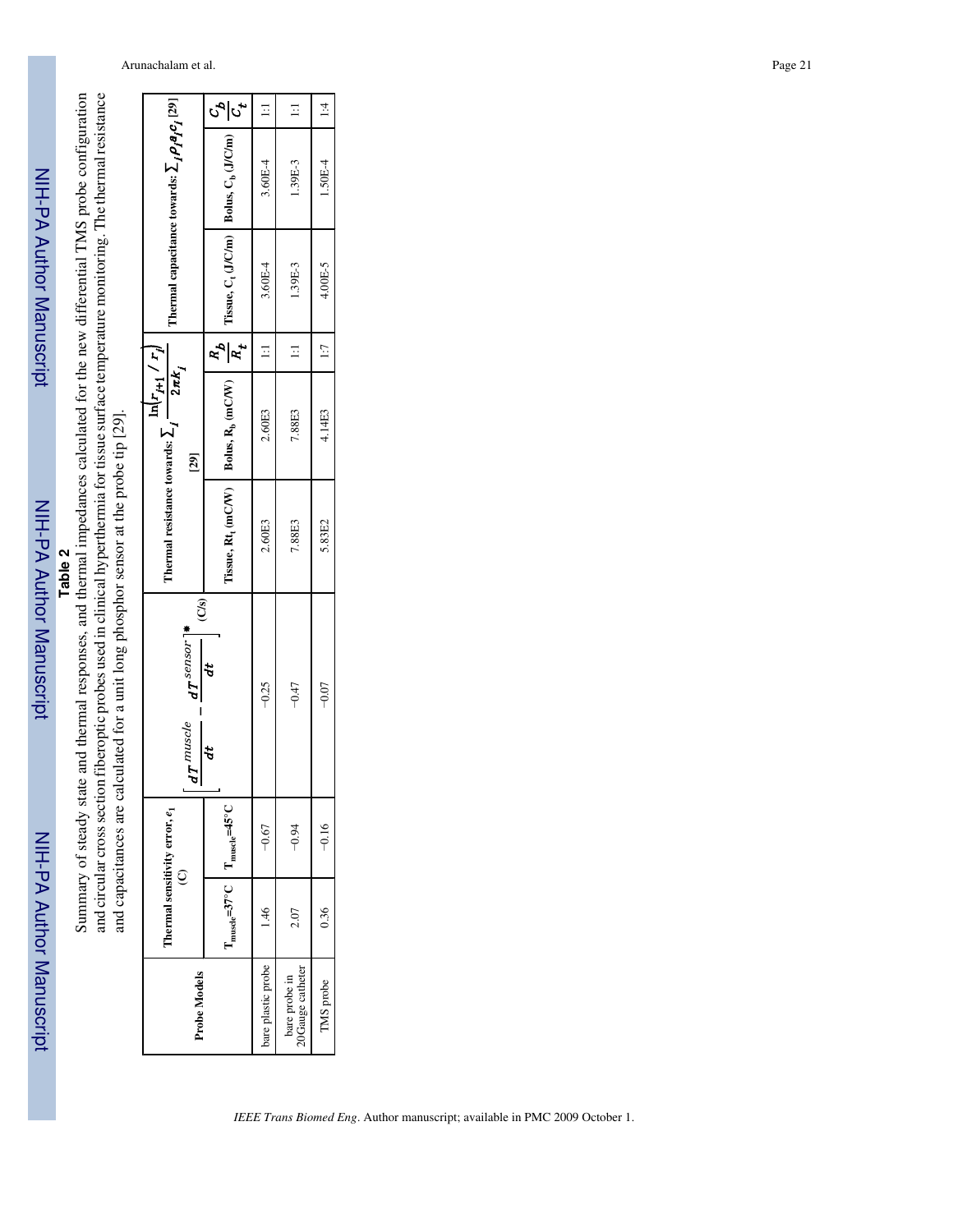**Table 2**

Summary of steady state and thermal responses, and thermal impedances calculated for the new differential TMS probe configuration and circular cross section fiberoptic probes used in clinical hyperthermia for tissue surface temperature monitoring. The thermal resistance and capacitances are calculated for a unit long phosphor sensor at the probe tip [29].

| Probe Models | Thermal sensitivity error, $e_1$ (C) | | $\left[\frac{dT^{muscle}}{dt} - \frac{dT^{sensor}}{dt}\right]^*$ (C/s) | Thermal resistance towards: $\sum_i \frac{\ln(r_{i+1}/r_i)}{2\pi k_i}$ [29] | | | Thermal capacitance towards: $\sum_i \rho_i a_i c_i$ [29] | | |
|---|---|---|---|---|---|---|---|---|---|
| | $T_{muscle}$=37°C | $T_{muscle}$=45°C | | Tissue, $R_t$ (mC/W) | Bolus, $R_b$ (mC/W) | $\frac{R_b}{R_t}$ | Tissue, $C_t$ (J/C/m) | Bolus, $C_b$ (J/C/m) | $\frac{C_b}{C_t}$ |
| bare plastic probe | 1.46 | −0.67 | −0.25 | 2.60E3 | 2.60E3 | 1:1 | 3.60E-4 | 3.60E-4 | 1:1 |
| bare probe in 20Gauge catheter | 2.07 | −0.94 | −0.47 | 7.88E3 | 7.88E3 | 1:1 | 1.39E-3 | 1.39E-3 | 1:1 |
| TMS probe | 0.36 | −0.16 | −0.07 | 5.83E2 | 4.14E3 | 1:7 | 4.00E-5 | 1.50E-4 | 1:4 |